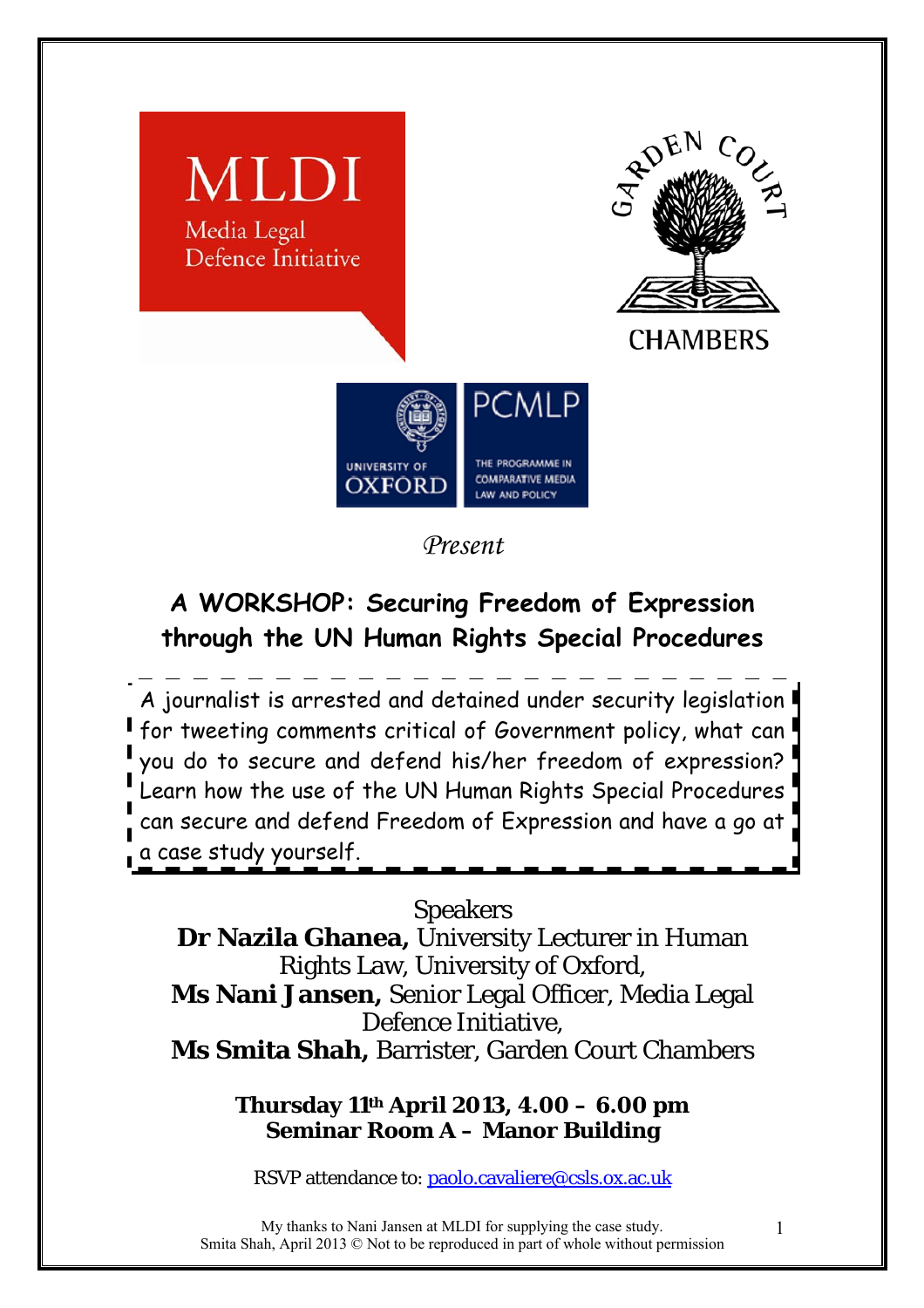MLDI
Media Legal Defence Initiative

GARDEN COURT CHAMBERS

UNIVERSITY OF OXFORD | PCMLP THE PROGRAMME IN COMPARATIVE MEDIA LAW AND POLICY

*Present*

## A WORKSHOP: Securing Freedom of Expression through the UN Human Rights Special Procedures

A journalist is arrested and detained under security legislation for tweeting comments critical of Government policy, what can you do to secure and defend his/her freedom of expression? Learn how the use of the UN Human Rights Special Procedures can secure and defend Freedom of Expression and have a go at a case study yourself.

Speakers

**Dr Nazila Ghanea,** University Lecturer in Human Rights Law, University of Oxford,

**Ms Nani Jansen,** Senior Legal Officer, Media Legal Defence Initiative,

**Ms Smita Shah,** Barrister, Garden Court Chambers

**Thursday 11th April 2013, 4.00 – 6.00 pm**

**Seminar Room A – Manor Building**

RSVP attendance to: paolo.cavaliere@csls.ox.ac.uk

My thanks to Nani Jansen at MLDI for supplying the case study.
Smita Shah, April 2013 © Not to be reproduced in part of whole without permission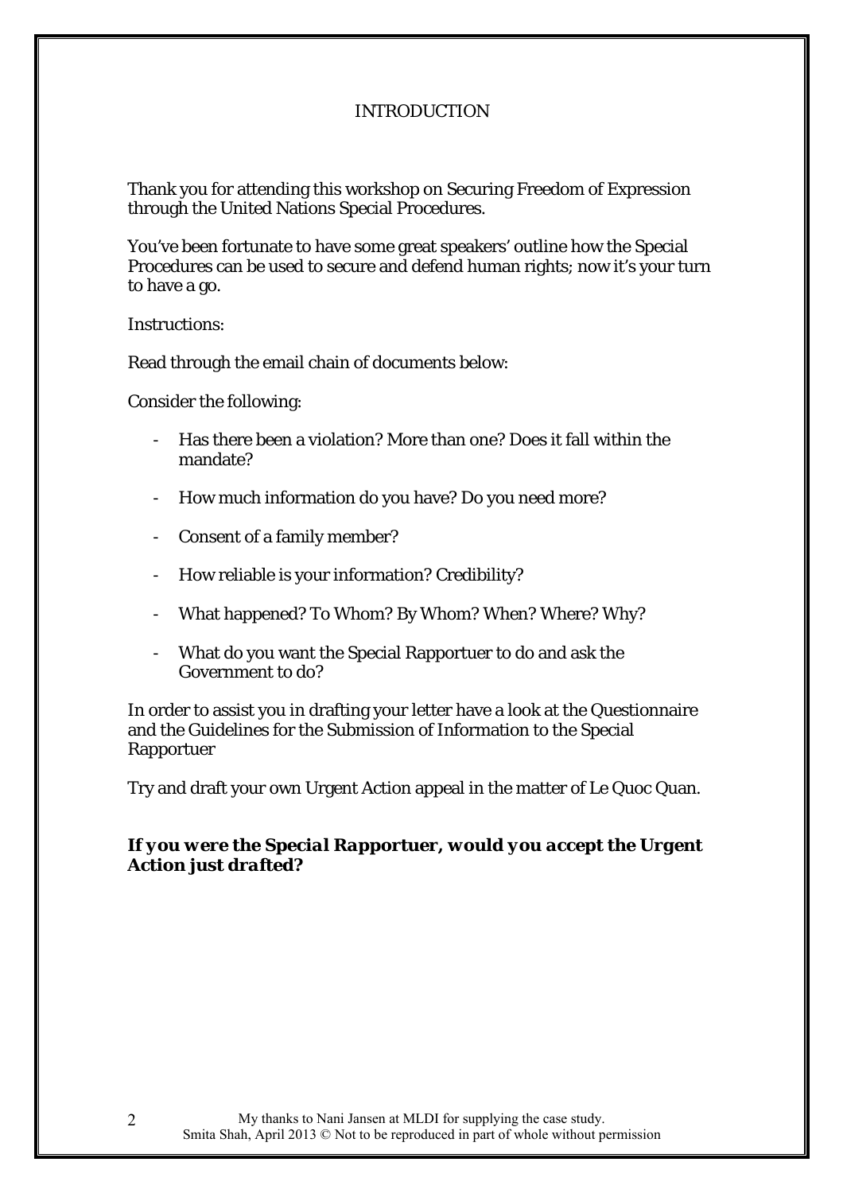# INTRODUCTION

Thank you for attending this workshop on Securing Freedom of Expression through the United Nations Special Procedures.

You've been fortunate to have some great speakers' outline how the Special Procedures can be used to secure and defend human rights; now it's your turn to have a go.

Instructions:

Read through the email chain of documents below:

Consider the following:

- Has there been a violation? More than one? Does it fall within the mandate?
- How much information do you have? Do you need more?
- Consent of a family member?
- How reliable is your information? Credibility?
- What happened? To Whom? By Whom? When? Where? Why?
- What do you want the Special Rapporteur to do and ask the Government to do?

In order to assist you in drafting your letter have a look at the Questionnaire and the Guidelines for the Submission of Information to the Special Rapportuer

Try and draft your own Urgent Action appeal in the matter of Le Quoc Quan.

***If you were the Special Rapportuer, would you accept the Urgent Action just drafted?***

My thanks to Nani Jansen at MLDI for supplying the case study.
Smita Shah, April 2013 © Not to be reproduced in part of whole without permission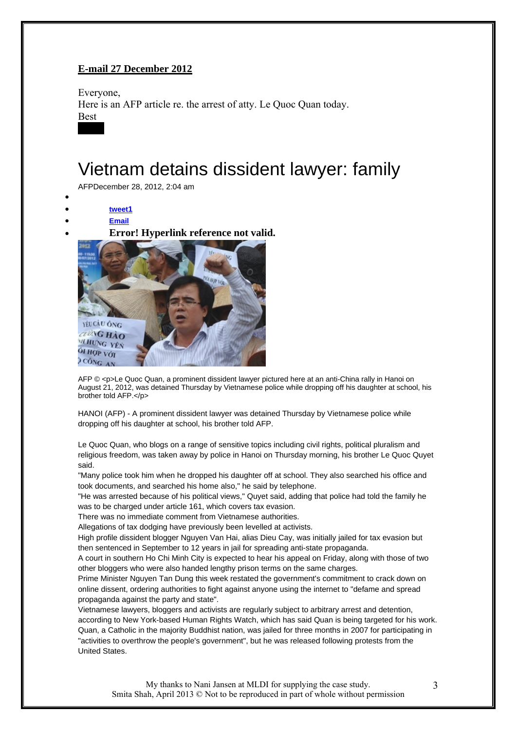**E-mail 27 December 2012**

Everyone,
Here is an AFP article re. the arrest of atty. Le Quoc Quan today.
Best

# Vietnam detains dissident lawyer: family

AFPDecember 28, 2012, 2:04 am

- 
- tweet1
- Email
- **Error! Hyperlink reference not valid.**

AFP © <p>Le Quoc Quan, a prominent dissident lawyer pictured here at an anti-China rally in Hanoi on August 21, 2012, was detained Thursday by Vietnamese police while dropping off his daughter at school, his brother told AFP.</p>

HANOI (AFP) - A prominent dissident lawyer was detained Thursday by Vietnamese police while dropping off his daughter at school, his brother told AFP.

Le Quoc Quan, who blogs on a range of sensitive topics including civil rights, political pluralism and religious freedom, was taken away by police in Hanoi on Thursday morning, his brother Le Quoc Quyet said.

"Many police took him when he dropped his daughter off at school. They also searched his office and took documents, and searched his home also," he said by telephone.

"He was arrested because of his political views," Quyet said, adding that police had told the family he was to be charged under article 161, which covers tax evasion.

There was no immediate comment from Vietnamese authorities.

Allegations of tax dodging have previously been levelled at activists.

High profile dissident blogger Nguyen Van Hai, alias Dieu Cay, was initially jailed for tax evasion but then sentenced in September to 12 years in jail for spreading anti-state propaganda.

A court in southern Ho Chi Minh City is expected to hear his appeal on Friday, along with those of two other bloggers who were also handed lengthy prison terms on the same charges.

Prime Minister Nguyen Tan Dung this week restated the government's commitment to crack down on online dissent, ordering authorities to fight against anyone using the internet to "defame and spread propaganda against the party and state".

Vietnamese lawyers, bloggers and activists are regularly subject to arbitrary arrest and detention, according to New York-based Human Rights Watch, which has said Quan is being targeted for his work.

Quan, a Catholic in the majority Buddhist nation, was jailed for three months in 2007 for participating in "activities to overthrow the people's government", but he was released following protests from the United States.

My thanks to Nani Jansen at MLDI for supplying the case study.
Smita Shah, April 2013 © Not to be reproduced in part of whole without permission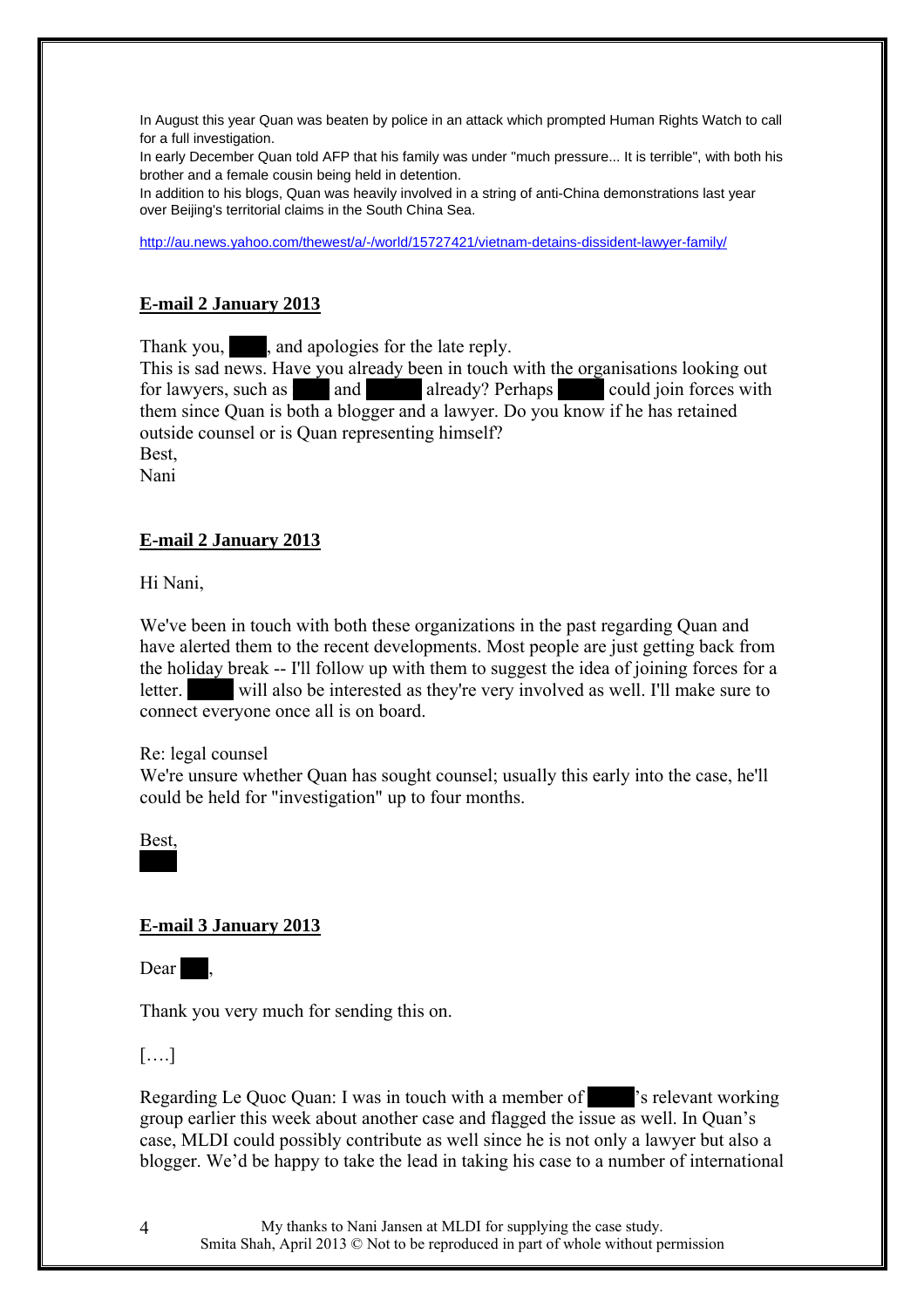In August this year Quan was beaten by police in an attack which prompted Human Rights Watch to call for a full investigation.

In early December Quan told AFP that his family was under "much pressure... It is terrible", with both his brother and a female cousin being held in detention.

In addition to his blogs, Quan was heavily involved in a string of anti-China demonstrations last year over Beijing's territorial claims in the South China Sea.

http://au.news.yahoo.com/thewest/a/-/world/15727421/vietnam-detains-dissident-lawyer-family/

**E-mail 2 January 2013**

Thank you, ████, and apologies for the late reply.
This is sad news. Have you already been in touch with the organisations looking out for lawyers, such as ████ and ████ already? Perhaps ████ could join forces with them since Quan is both a blogger and a lawyer. Do you know if he has retained outside counsel or is Quan representing himself?
Best,
Nani

**E-mail 2 January 2013**

Hi Nani,

We've been in touch with both these organizations in the past regarding Quan and have alerted them to the recent developments. Most people are just getting back from the holiday break -- I'll follow up with them to suggest the idea of joining forces for a letter. ████ will also be interested as they're very involved as well. I'll make sure to connect everyone once all is on board.

Re: legal counsel
We're unsure whether Quan has sought counsel; usually this early into the case, he'll could be held for "investigation" up to four months.

Best,
████

**E-mail 3 January 2013**

Dear ████,

Thank you very much for sending this on.

[….]

Regarding Le Quoc Quan: I was in touch with a member of ████'s relevant working group earlier this week about another case and flagged the issue as well. In Quan's case, MLDI could possibly contribute as well since he is not only a lawyer but also a blogger. We'd be happy to take the lead in taking his case to a number of international

My thanks to Nani Jansen at MLDI for supplying the case study.
Smita Shah, April 2013 © Not to be reproduced in part of whole without permission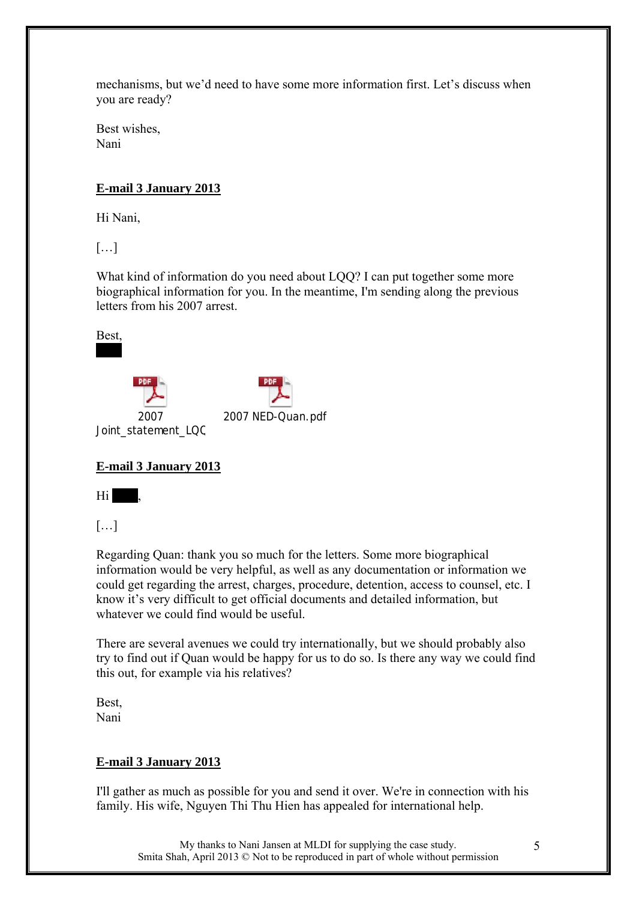mechanisms, but we'd need to have some more information first. Let's discuss when you are ready?

Best wishes,
Nani

**E-mail 3 January 2013**

Hi Nani,

[…]

What kind of information do you need about LQQ? I can put together some more biographical information for you. In the meantime, I'm sending along the previous letters from his 2007 arrest.

Best,

2007 Joint_statement_LQC    2007 NED-Quan.pdf

**E-mail 3 January 2013**

Hi ,

[…]

Regarding Quan: thank you so much for the letters. Some more biographical information would be very helpful, as well as any documentation or information we could get regarding the arrest, charges, procedure, detention, access to counsel, etc. I know it's very difficult to get official documents and detailed information, but whatever we could find would be useful.

There are several avenues we could try internationally, but we should probably also try to find out if Quan would be happy for us to do so. Is there any way we could find this out, for example via his relatives?

Best,
Nani

**E-mail 3 January 2013**

I'll gather as much as possible for you and send it over. We're in connection with his family. His wife, Nguyen Thi Thu Hien has appealed for international help.

My thanks to Nani Jansen at MLDI for supplying the case study.
Smita Shah, April 2013 © Not to be reproduced in part of whole without permission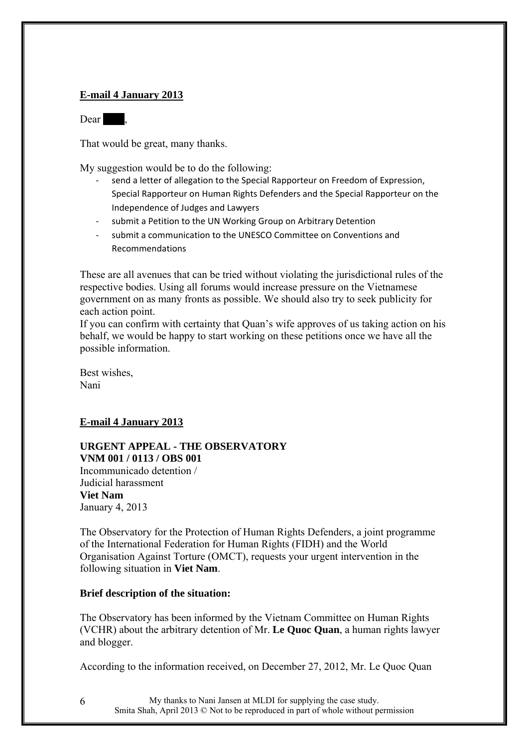**E-mail 4 January 2013**

Dear ███,

That would be great, many thanks.

My suggestion would be to do the following:

- send a letter of allegation to the Special Rapporteur on Freedom of Expression, Special Rapporteur on Human Rights Defenders and the Special Rapporteur on the Independence of Judges and Lawyers
- submit a Petition to the UN Working Group on Arbitrary Detention
- submit a communication to the UNESCO Committee on Conventions and Recommendations

These are all avenues that can be tried without violating the jurisdictional rules of the respective bodies. Using all forums would increase pressure on the Vietnamese government on as many fronts as possible. We should also try to seek publicity for each action point.

If you can confirm with certainty that Quan's wife approves of us taking action on his behalf, we would be happy to start working on these petitions once we have all the possible information.

Best wishes,
Nani

**E-mail 4 January 2013**

**URGENT APPEAL - THE OBSERVATORY**
**VNM 001 / 0113 / OBS 001**
Incommunicado detention /
Judicial harassment
**Viet Nam**
January 4, 2013

The Observatory for the Protection of Human Rights Defenders, a joint programme of the International Federation for Human Rights (FIDH) and the World Organisation Against Torture (OMCT), requests your urgent intervention in the following situation in **Viet Nam**.

**Brief description of the situation:**

The Observatory has been informed by the Vietnam Committee on Human Rights (VCHR) about the arbitrary detention of Mr. **Le Quoc Quan**, a human rights lawyer and blogger.

According to the information received, on December 27, 2012, Mr. Le Quoc Quan

My thanks to Nani Jansen at MLDI for supplying the case study.
Smita Shah, April 2013 © Not to be reproduced in part of whole without permission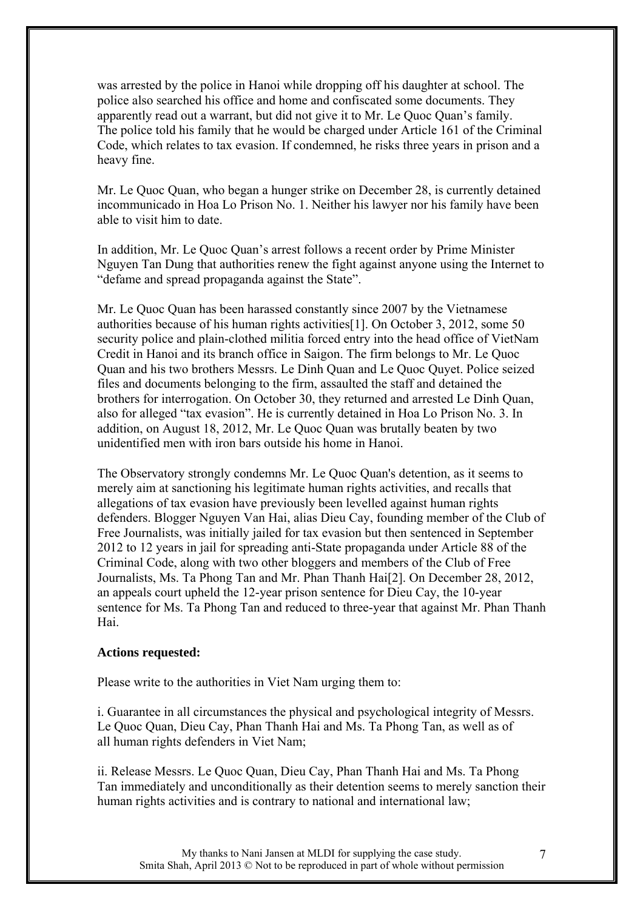was arrested by the police in Hanoi while dropping off his daughter at school. The police also searched his office and home and confiscated some documents. They apparently read out a warrant, but did not give it to Mr. Le Quoc Quan's family. The police told his family that he would be charged under Article 161 of the Criminal Code, which relates to tax evasion. If condemned, he risks three years in prison and a heavy fine.

Mr. Le Quoc Quan, who began a hunger strike on December 28, is currently detained incommunicado in Hoa Lo Prison No. 1. Neither his lawyer nor his family have been able to visit him to date.

In addition, Mr. Le Quoc Quan's arrest follows a recent order by Prime Minister Nguyen Tan Dung that authorities renew the fight against anyone using the Internet to "defame and spread propaganda against the State".

Mr. Le Quoc Quan has been harassed constantly since 2007 by the Vietnamese authorities because of his human rights activities[1]. On October 3, 2012, some 50 security police and plain-clothed militia forced entry into the head office of VietNam Credit in Hanoi and its branch office in Saigon. The firm belongs to Mr. Le Quoc Quan and his two brothers Messrs. Le Dinh Quan and Le Quoc Quyet. Police seized files and documents belonging to the firm, assaulted the staff and detained the brothers for interrogation. On October 30, they returned and arrested Le Dinh Quan, also for alleged "tax evasion". He is currently detained in Hoa Lo Prison No. 3. In addition, on August 18, 2012, Mr. Le Quoc Quan was brutally beaten by two unidentified men with iron bars outside his home in Hanoi.

The Observatory strongly condemns Mr. Le Quoc Quan's detention, as it seems to merely aim at sanctioning his legitimate human rights activities, and recalls that allegations of tax evasion have previously been levelled against human rights defenders. Blogger Nguyen Van Hai, alias Dieu Cay, founding member of the Club of Free Journalists, was initially jailed for tax evasion but then sentenced in September 2012 to 12 years in jail for spreading anti-State propaganda under Article 88 of the Criminal Code, along with two other bloggers and members of the Club of Free Journalists, Ms. Ta Phong Tan and Mr. Phan Thanh Hai[2]. On December 28, 2012, an appeals court upheld the 12-year prison sentence for Dieu Cay, the 10-year sentence for Ms. Ta Phong Tan and reduced to three-year that against Mr. Phan Thanh Hai.

**Actions requested:**

Please write to the authorities in Viet Nam urging them to:

i. Guarantee in all circumstances the physical and psychological integrity of Messrs. Le Quoc Quan, Dieu Cay, Phan Thanh Hai and Ms. Ta Phong Tan, as well as of all human rights defenders in Viet Nam;

ii. Release Messrs. Le Quoc Quan, Dieu Cay, Phan Thanh Hai and Ms. Ta Phong Tan immediately and unconditionally as their detention seems to merely sanction their human rights activities and is contrary to national and international law;

My thanks to Nani Jansen at MLDI for supplying the case study.
Smita Shah, April 2013 © Not to be reproduced in part of whole without permission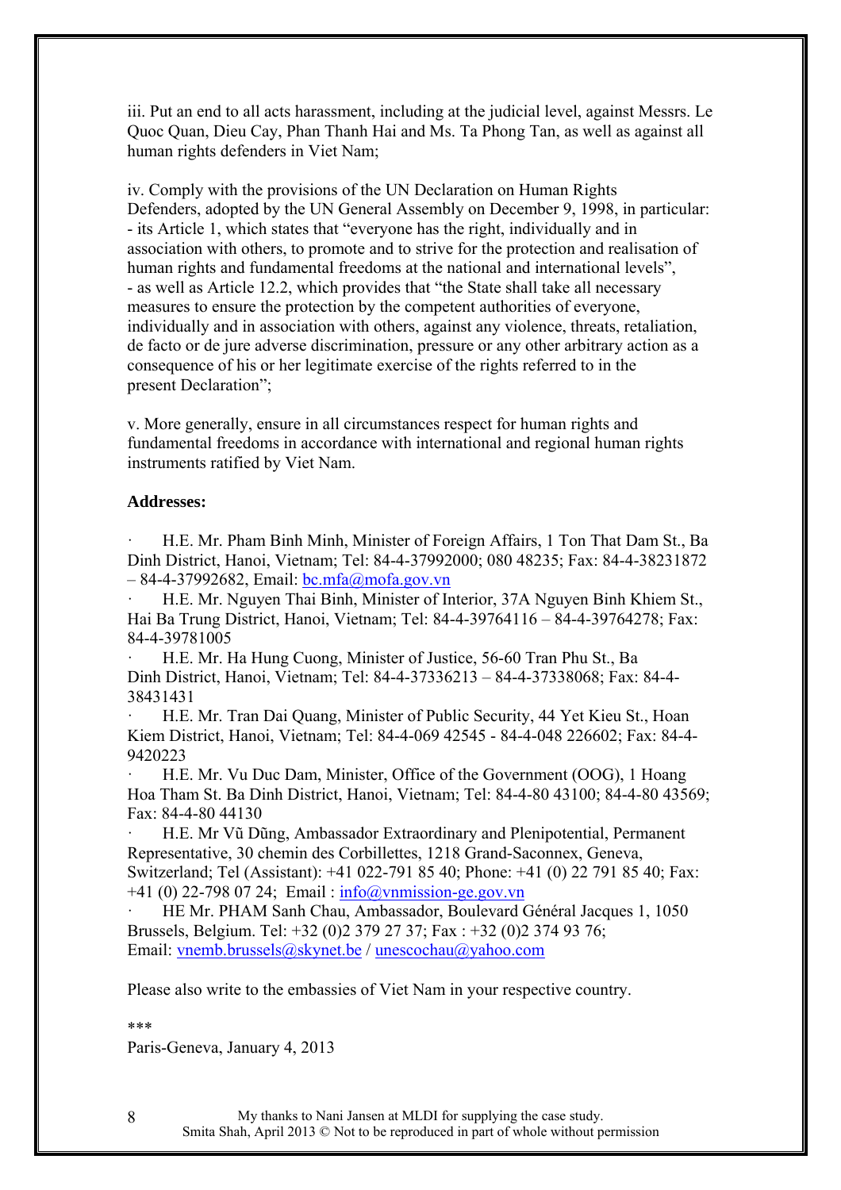iii. Put an end to all acts harassment, including at the judicial level, against Messrs. Le Quoc Quan, Dieu Cay, Phan Thanh Hai and Ms. Ta Phong Tan, as well as against all human rights defenders in Viet Nam;

iv. Comply with the provisions of the UN Declaration on Human Rights Defenders, adopted by the UN General Assembly on December 9, 1998, in particular:
- its Article 1, which states that "everyone has the right, individually and in association with others, to promote and to strive for the protection and realisation of human rights and fundamental freedoms at the national and international levels",
- as well as Article 12.2, which provides that "the State shall take all necessary measures to ensure the protection by the competent authorities of everyone, individually and in association with others, against any violence, threats, retaliation, de facto or de jure adverse discrimination, pressure or any other arbitrary action as a consequence of his or her legitimate exercise of the rights referred to in the present Declaration";

v. More generally, ensure in all circumstances respect for human rights and fundamental freedoms in accordance with international and regional human rights instruments ratified by Viet Nam.

**Addresses:**

- H.E. Mr. Pham Binh Minh, Minister of Foreign Affairs, 1 Ton That Dam St., Ba Dinh District, Hanoi, Vietnam; Tel: 84-4-37992000; 080 48235; Fax: 84-4-38231872 – 84-4-37992682, Email: bc.mfa@mofa.gov.vn
- H.E. Mr. Nguyen Thai Binh, Minister of Interior, 37A Nguyen Binh Khiem St., Hai Ba Trung District, Hanoi, Vietnam; Tel: 84-4-39764116 – 84-4-39764278; Fax: 84-4-39781005
- H.E. Mr. Ha Hung Cuong, Minister of Justice, 56-60 Tran Phu St., Ba Dinh District, Hanoi, Vietnam; Tel: 84-4-37336213 – 84-4-37338068; Fax: 84-4-38431431
- H.E. Mr. Tran Dai Quang, Minister of Public Security, 44 Yet Kieu St., Hoan Kiem District, Hanoi, Vietnam; Tel: 84-4-069 42545 - 84-4-048 226602; Fax: 84-4-9420223
- H.E. Mr. Vu Duc Dam, Minister, Office of the Government (OOG), 1 Hoang Hoa Tham St. Ba Dinh District, Hanoi, Vietnam; Tel: 84-4-80 43100; 84-4-80 43569; Fax: 84-4-80 44130
- H.E. Mr Vũ Dũng, Ambassador Extraordinary and Plenipotential, Permanent Representative, 30 chemin des Corbillettes, 1218 Grand-Saconnex, Geneva, Switzerland; Tel (Assistant): +41 022-791 85 40; Phone: +41 (0) 22 791 85 40; Fax: +41 (0) 22-798 07 24; Email : info@vnmission-ge.gov.vn
- HE Mr. PHAM Sanh Chau, Ambassador, Boulevard Général Jacques 1, 1050 Brussels, Belgium. Tel: +32 (0)2 379 27 37; Fax : +32 (0)2 374 93 76; Email: vnemb.brussels@skynet.be / unescochau@yahoo.com

Please also write to the embassies of Viet Nam in your respective country.

***

Paris-Geneva, January 4, 2013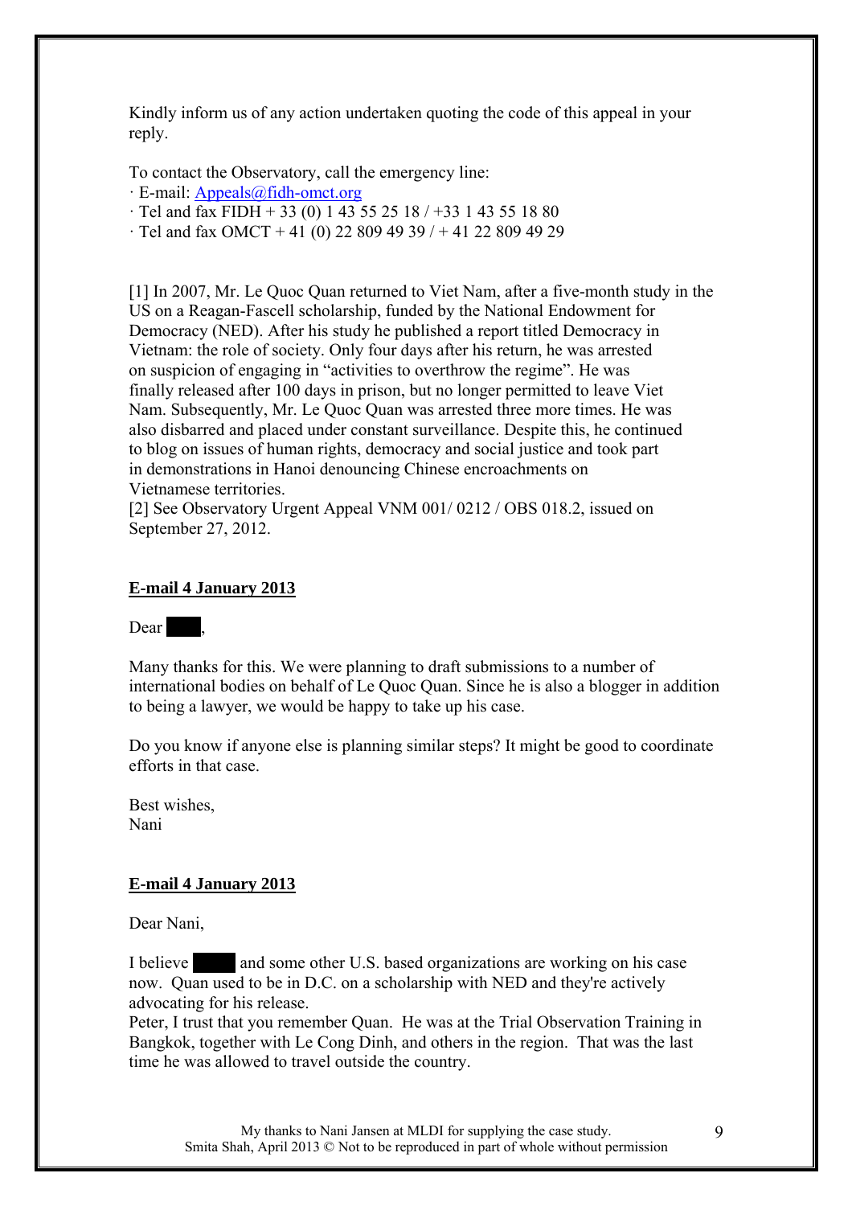Kindly inform us of any action undertaken quoting the code of this appeal in your reply.

To contact the Observatory, call the emergency line:

· E-mail: Appeals@fidh-omct.org
· Tel and fax FIDH + 33 (0) 1 43 55 25 18 / +33 1 43 55 18 80
· Tel and fax OMCT + 41 (0) 22 809 49 39 / + 41 22 809 49 29

[1] In 2007, Mr. Le Quoc Quan returned to Viet Nam, after a five-month study in the US on a Reagan-Fascell scholarship, funded by the National Endowment for Democracy (NED). After his study he published a report titled Democracy in Vietnam: the role of society. Only four days after his return, he was arrested on suspicion of engaging in "activities to overthrow the regime". He was finally released after 100 days in prison, but no longer permitted to leave Viet Nam. Subsequently, Mr. Le Quoc Quan was arrested three more times. He was also disbarred and placed under constant surveillance. Despite this, he continued to blog on issues of human rights, democracy and social justice and took part in demonstrations in Hanoi denouncing Chinese encroachments on Vietnamese territories.
[2] See Observatory Urgent Appeal VNM 001/ 0212 / OBS 018.2, issued on September 27, 2012.

**E-mail 4 January 2013**

Dear ████,

Many thanks for this. We were planning to draft submissions to a number of international bodies on behalf of Le Quoc Quan. Since he is also a blogger in addition to being a lawyer, we would be happy to take up his case.

Do you know if anyone else is planning similar steps? It might be good to coordinate efforts in that case.

Best wishes,
Nani

**E-mail 4 January 2013**

Dear Nani,

I believe ████ and some other U.S. based organizations are working on his case now. Quan used to be in D.C. on a scholarship with NED and they're actively advocating for his release.
Peter, I trust that you remember Quan. He was at the Trial Observation Training in Bangkok, together with Le Cong Dinh, and others in the region. That was the last time he was allowed to travel outside the country.

My thanks to Nani Jansen at MLDI for supplying the case study.
Smita Shah, April 2013 © Not to be reproduced in part of whole without permission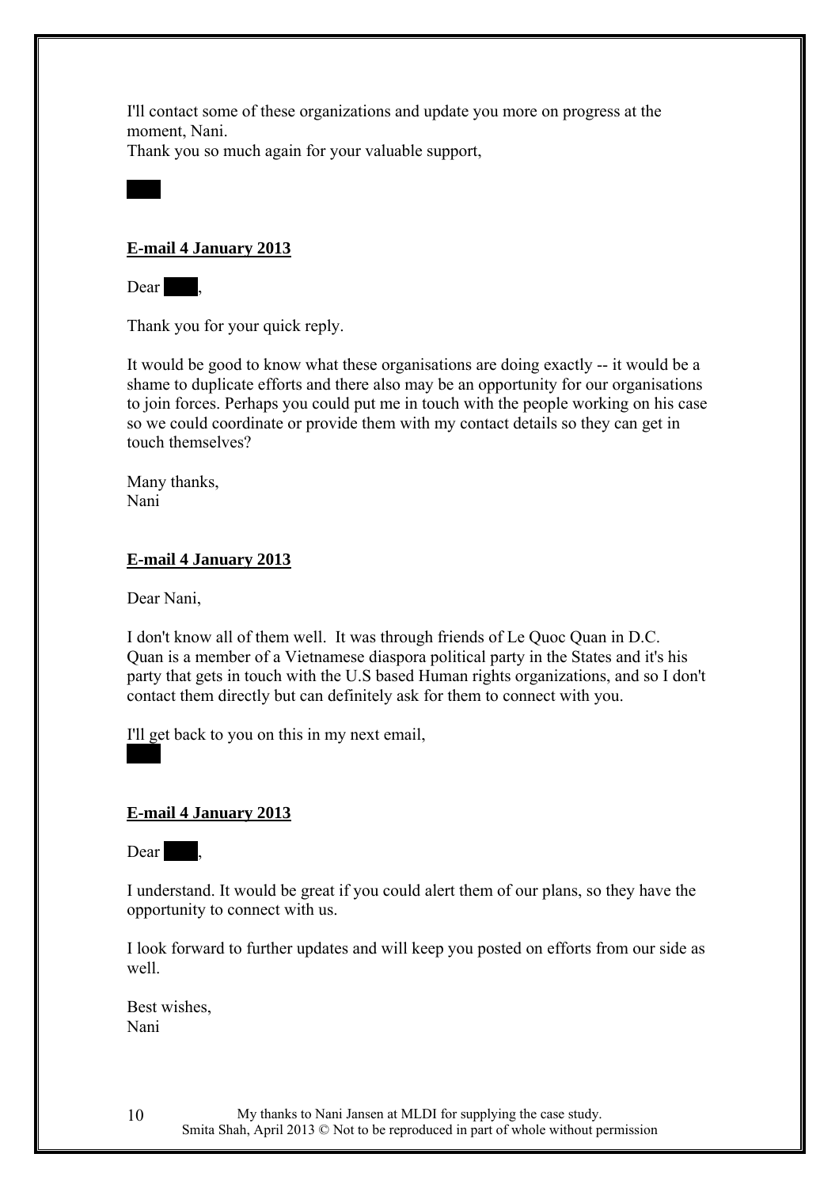I'll contact some of these organizations and update you more on progress at the moment, Nani.
Thank you so much again for your valuable support,

███

**E-mail 4 January 2013**

Dear ███,

Thank you for your quick reply.

It would be good to know what these organisations are doing exactly -- it would be a shame to duplicate efforts and there also may be an opportunity for our organisations to join forces. Perhaps you could put me in touch with the people working on his case so we could coordinate or provide them with my contact details so they can get in touch themselves?

Many thanks,
Nani

**E-mail 4 January 2013**

Dear Nani,

I don't know all of them well. It was through friends of Le Quoc Quan in D.C. Quan is a member of a Vietnamese diaspora political party in the States and it's his party that gets in touch with the U.S based Human rights organizations, and so I don't contact them directly but can definitely ask for them to connect with you.

I'll get back to you on this in my next email,
███

**E-mail 4 January 2013**

Dear ███,

I understand. It would be great if you could alert them of our plans, so they have the opportunity to connect with us.

I look forward to further updates and will keep you posted on efforts from our side as well.

Best wishes,
Nani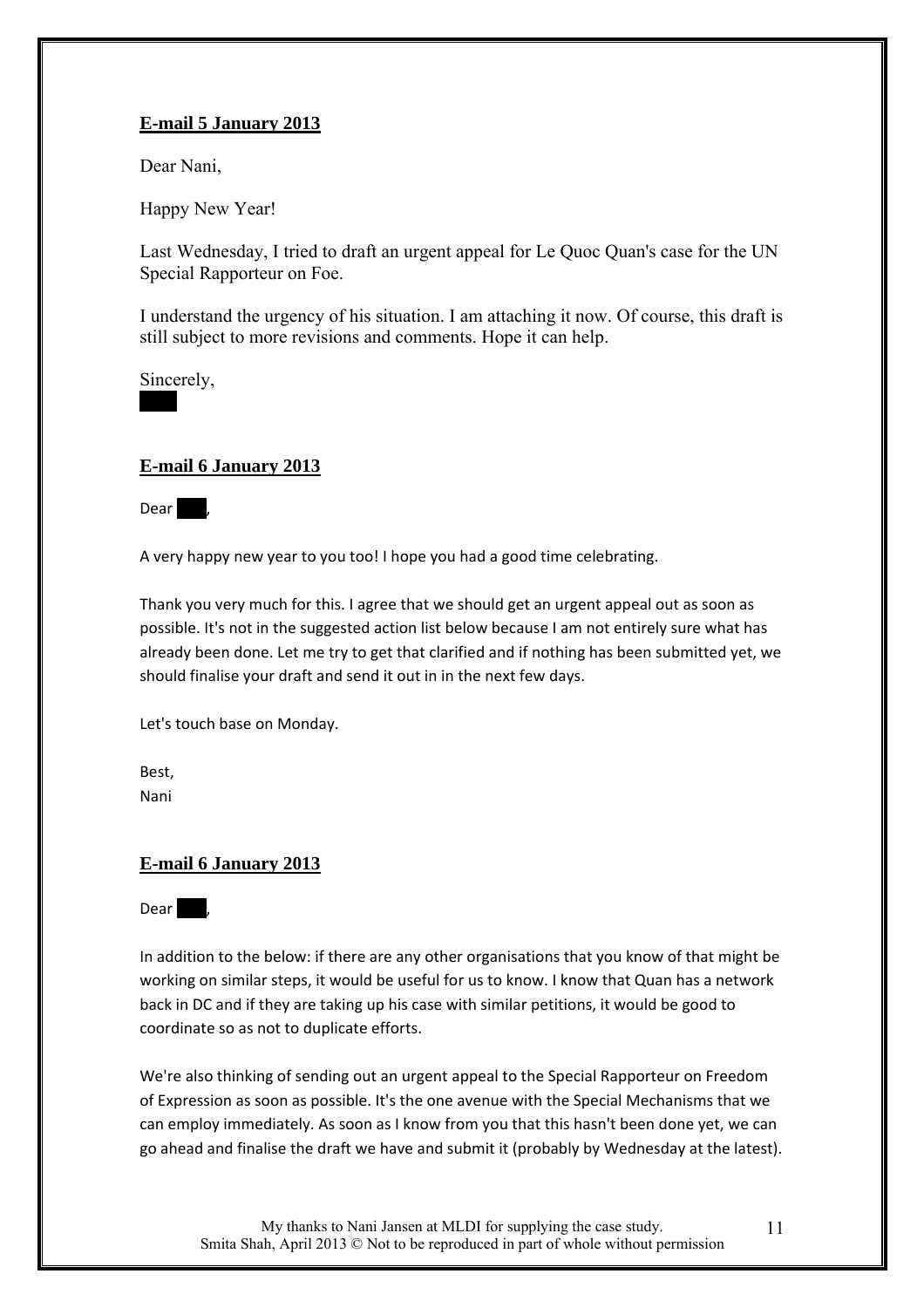**E-mail 5 January 2013**

Dear Nani,

Happy New Year!

Last Wednesday, I tried to draft an urgent appeal for Le Quoc Quan's case for the UN Special Rapporteur on Foe.

I understand the urgency of his situation. I am attaching it now. Of course, this draft is still subject to more revisions and comments. Hope it can help.

Sincerely,

**E-mail 6 January 2013**

Dear ,

A very happy new year to you too! I hope you had a good time celebrating.

Thank you very much for this. I agree that we should get an urgent appeal out as soon as possible. It's not in the suggested action list below because I am not entirely sure what has already been done. Let me try to get that clarified and if nothing has been submitted yet, we should finalise your draft and send it out in in the next few days.

Let's touch base on Monday.

Best,
Nani

**E-mail 6 January 2013**

Dear ,

In addition to the below: if there are any other organisations that you know of that might be working on similar steps, it would be useful for us to know. I know that Quan has a network back in DC and if they are taking up his case with similar petitions, it would be good to coordinate so as not to duplicate efforts.

We're also thinking of sending out an urgent appeal to the Special Rapporteur on Freedom of Expression as soon as possible. It's the one avenue with the Special Mechanisms that we can employ immediately. As soon as I know from you that this hasn't been done yet, we can go ahead and finalise the draft we have and submit it (probably by Wednesday at the latest).

My thanks to Nani Jansen at MLDI for supplying the case study.
Smita Shah, April 2013 © Not to be reproduced in part of whole without permission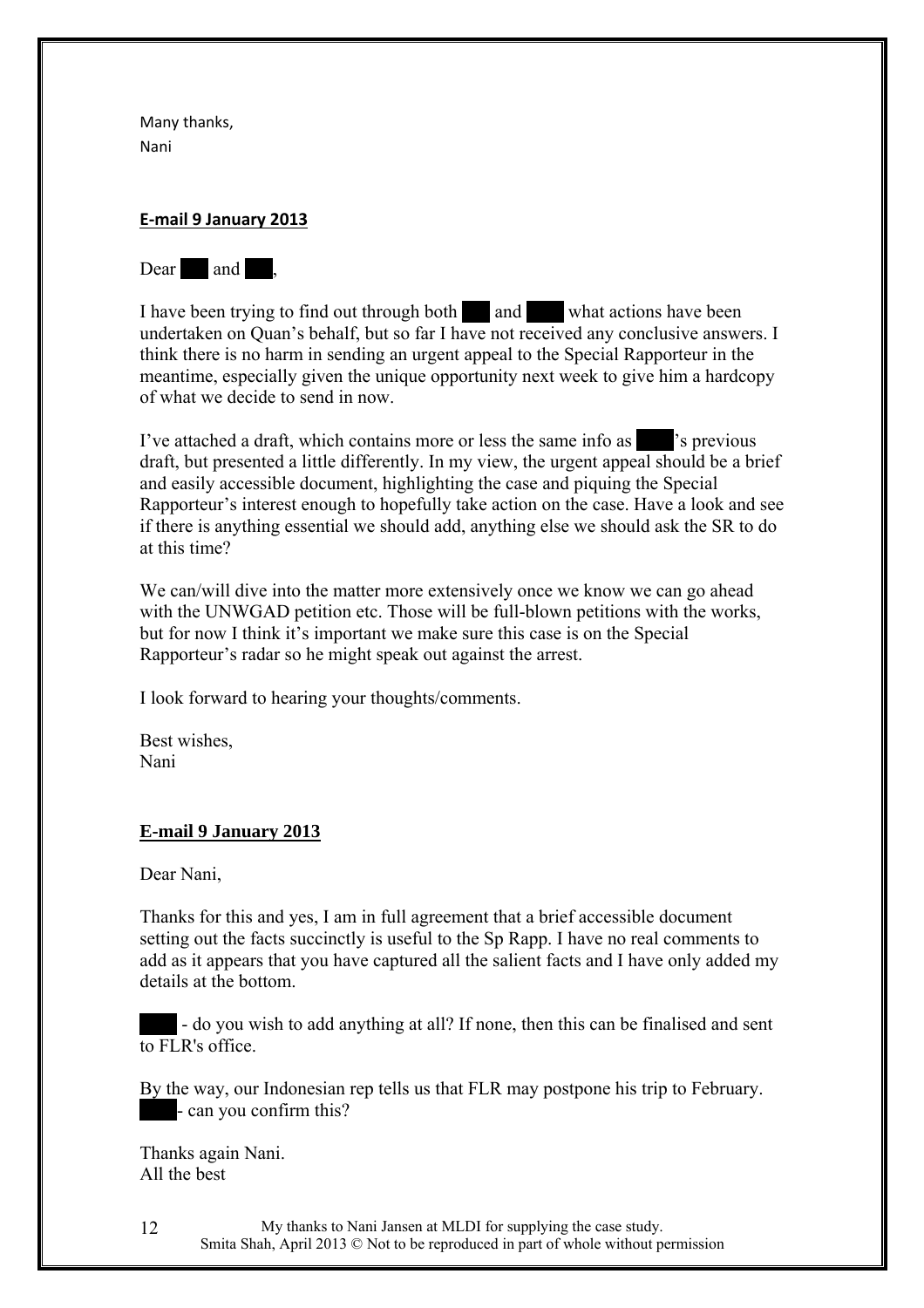Many thanks,
Nani

**E-mail 9 January 2013**

Dear ███ and ███,

I have been trying to find out through both ███ and ███ what actions have been undertaken on Quan's behalf, but so far I have not received any conclusive answers. I think there is no harm in sending an urgent appeal to the Special Rapporteur in the meantime, especially given the unique opportunity next week to give him a hardcopy of what we decide to send in now.

I've attached a draft, which contains more or less the same info as ███'s previous draft, but presented a little differently. In my view, the urgent appeal should be a brief and easily accessible document, highlighting the case and piquing the Special Rapporteur's interest enough to hopefully take action on the case. Have a look and see if there is anything essential we should add, anything else we should ask the SR to do at this time?

We can/will dive into the matter more extensively once we know we can go ahead with the UNWGAD petition etc. Those will be full-blown petitions with the works, but for now I think it's important we make sure this case is on the Special Rapporteur's radar so he might speak out against the arrest.

I look forward to hearing your thoughts/comments.

Best wishes,
Nani

**E-mail 9 January 2013**

Dear Nani,

Thanks for this and yes, I am in full agreement that a brief accessible document setting out the facts succinctly is useful to the Sp Rapp. I have no real comments to add as it appears that you have captured all the salient facts and I have only added my details at the bottom.

███ - do you wish to add anything at all? If none, then this can be finalised and sent to FLR's office.

By the way, our Indonesian rep tells us that FLR may postpone his trip to February. ███- can you confirm this?

Thanks again Nani.
All the best

My thanks to Nani Jansen at MLDI for supplying the case study.
Smita Shah, April 2013 © Not to be reproduced in part of whole without permission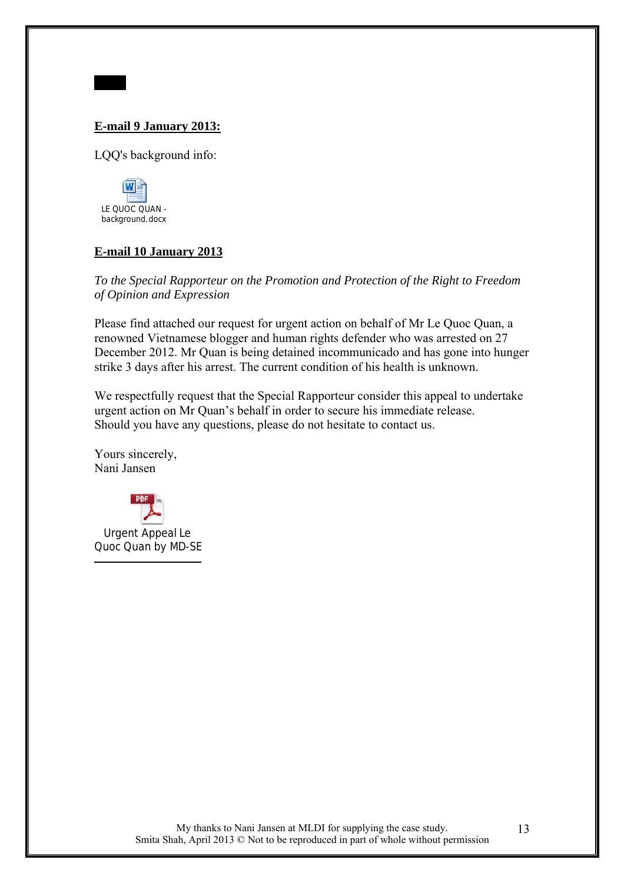**E-mail 9 January 2013:**

LQQ's background info:

LE QUOC QUAN - background.docx

**E-mail 10 January 2013**

*To the Special Rapporteur on the Promotion and Protection of the Right to Freedom of Opinion and Expression*

Please find attached our request for urgent action on behalf of Mr Le Quoc Quan, a renowned Vietnamese blogger and human rights defender who was arrested on 27 December 2012. Mr Quan is being detained incommunicado and has gone into hunger strike 3 days after his arrest. The current condition of his health is unknown.

We respectfully request that the Special Rapporteur consider this appeal to undertake urgent action on Mr Quan's behalf in order to secure his immediate release.
Should you have any questions, please do not hesitate to contact us.

Yours sincerely,
Nani Jansen

Urgent Appeal Le Quoc Quan by MD-SE

My thanks to Nani Jansen at MLDI for supplying the case study.
Smita Shah, April 2013 © Not to be reproduced in part of whole without permission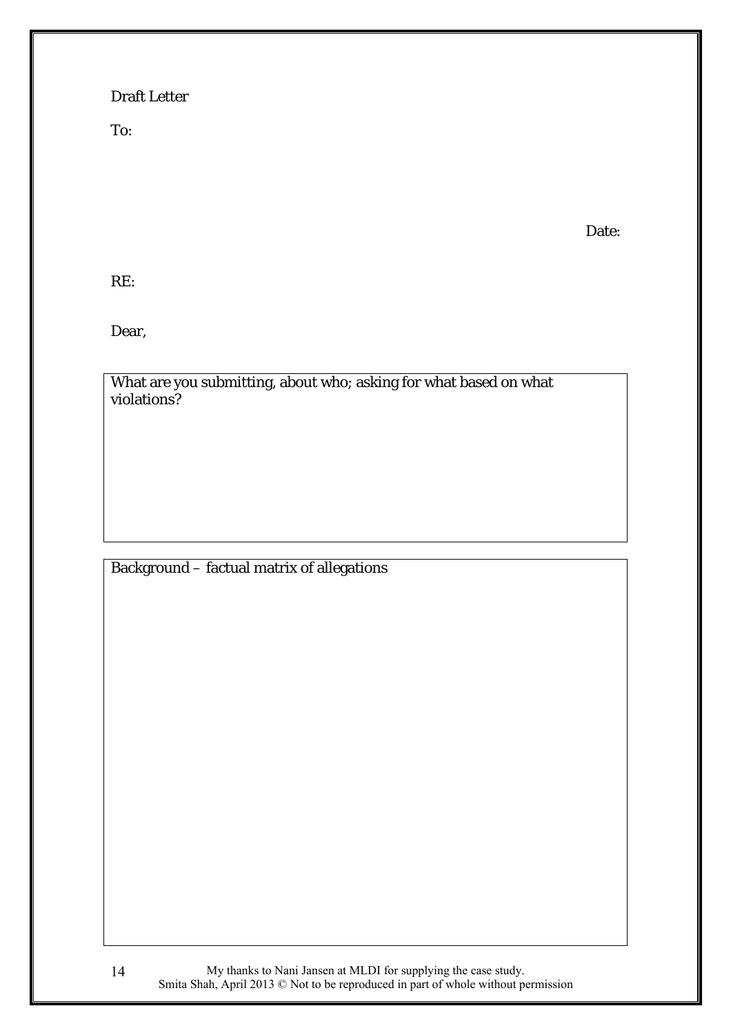Draft Letter

To:

Date:

RE:

Dear,

What are you submitting, about who; asking for what based on what violations?

Background – factual matrix of allegations

My thanks to Nani Jansen at MLDI for supplying the case study.
Smita Shah, April 2013 © Not to be reproduced in part of whole without permission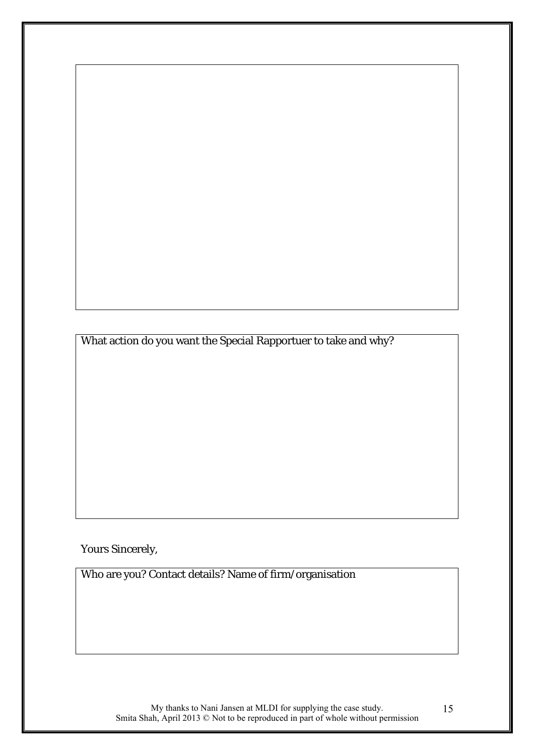What action do you want the Special Rapportuer to take and why?

Yours Sincerely,

Who are you? Contact details? Name of firm/organisation

My thanks to Nani Jansen at MLDI for supplying the case study.
Smita Shah, April 2013 © Not to be reproduced in part of whole without permission